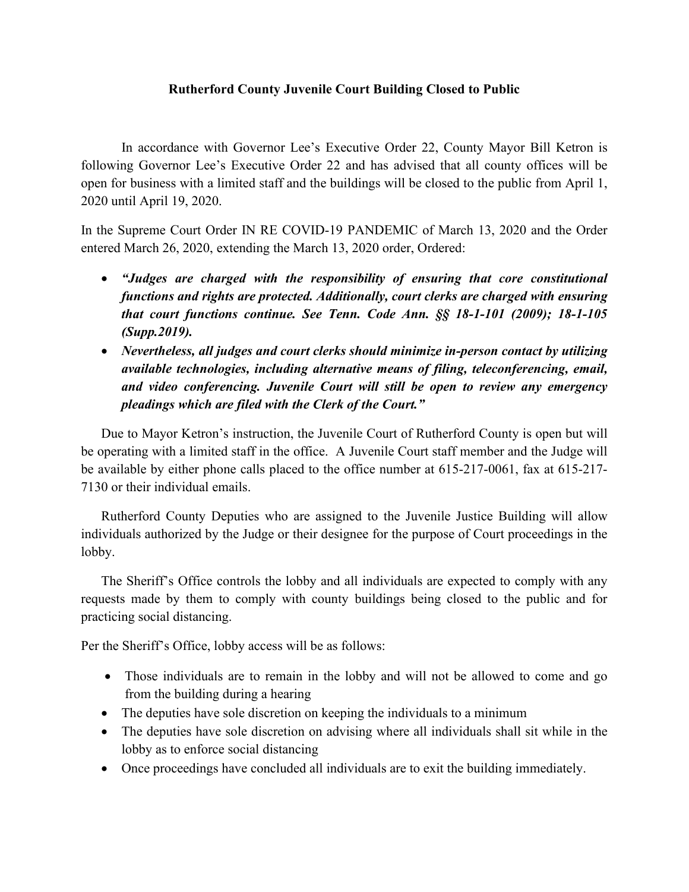**Rutherford County Juvenile Court Building Closed to Public**

In accordance with Governor Lee's Executive Order 22, County Mayor Bill Ketron is following Governor Lee's Executive Order 22 and has advised that all county offices will be open for business with a limited staff and the buildings will be closed to the public from April 1, 2020 until April 19, 2020.

In the Supreme Court Order IN RE COVID-19 PANDEMIC of March 13, 2020 and the Order entered March 26, 2020, extending the March 13, 2020 order, Ordered:

- ***"Judges are charged with the responsibility of ensuring that core constitutional functions and rights are protected. Additionally, court clerks are charged with ensuring that court functions continue. See Tenn. Code Ann. §§ 18-1-101 (2009); 18-1-105 (Supp.2019).***
- ***Nevertheless, all judges and court clerks should minimize in-person contact by utilizing available technologies, including alternative means of filing, teleconferencing, email, and video conferencing. Juvenile Court will still be open to review any emergency pleadings which are filed with the Clerk of the Court."***

Due to Mayor Ketron's instruction, the Juvenile Court of Rutherford County is open but will be operating with a limited staff in the office. A Juvenile Court staff member and the Judge will be available by either phone calls placed to the office number at 615-217-0061, fax at 615-217-7130 or their individual emails.

Rutherford County Deputies who are assigned to the Juvenile Justice Building will allow individuals authorized by the Judge or their designee for the purpose of Court proceedings in the lobby.

The Sheriff's Office controls the lobby and all individuals are expected to comply with any requests made by them to comply with county buildings being closed to the public and for practicing social distancing.

Per the Sheriff's Office, lobby access will be as follows:

- Those individuals are to remain in the lobby and will not be allowed to come and go from the building during a hearing
- The deputies have sole discretion on keeping the individuals to a minimum
- The deputies have sole discretion on advising where all individuals shall sit while in the lobby as to enforce social distancing
- Once proceedings have concluded all individuals are to exit the building immediately.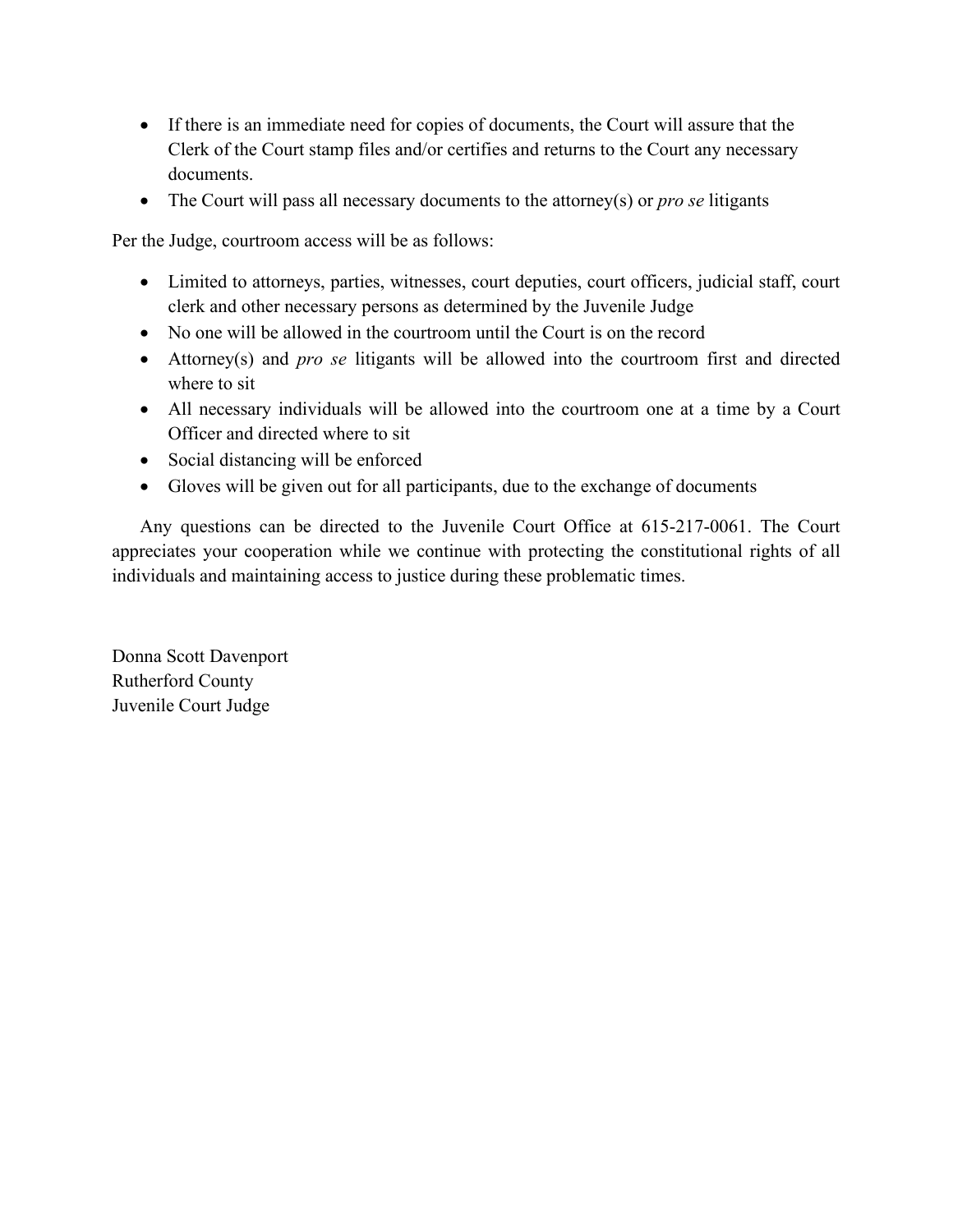- If there is an immediate need for copies of documents, the Court will assure that the Clerk of the Court stamp files and/or certifies and returns to the Court any necessary documents.
- The Court will pass all necessary documents to the attorney(s) or *pro se* litigants

Per the Judge, courtroom access will be as follows:

- Limited to attorneys, parties, witnesses, court deputies, court officers, judicial staff, court clerk and other necessary persons as determined by the Juvenile Judge
- No one will be allowed in the courtroom until the Court is on the record
- Attorney(s) and *pro se* litigants will be allowed into the courtroom first and directed where to sit
- All necessary individuals will be allowed into the courtroom one at a time by a Court Officer and directed where to sit
- Social distancing will be enforced
- Gloves will be given out for all participants, due to the exchange of documents

Any questions can be directed to the Juvenile Court Office at 615-217-0061. The Court appreciates your cooperation while we continue with protecting the constitutional rights of all individuals and maintaining access to justice during these problematic times.

Donna Scott Davenport
Rutherford County
Juvenile Court Judge